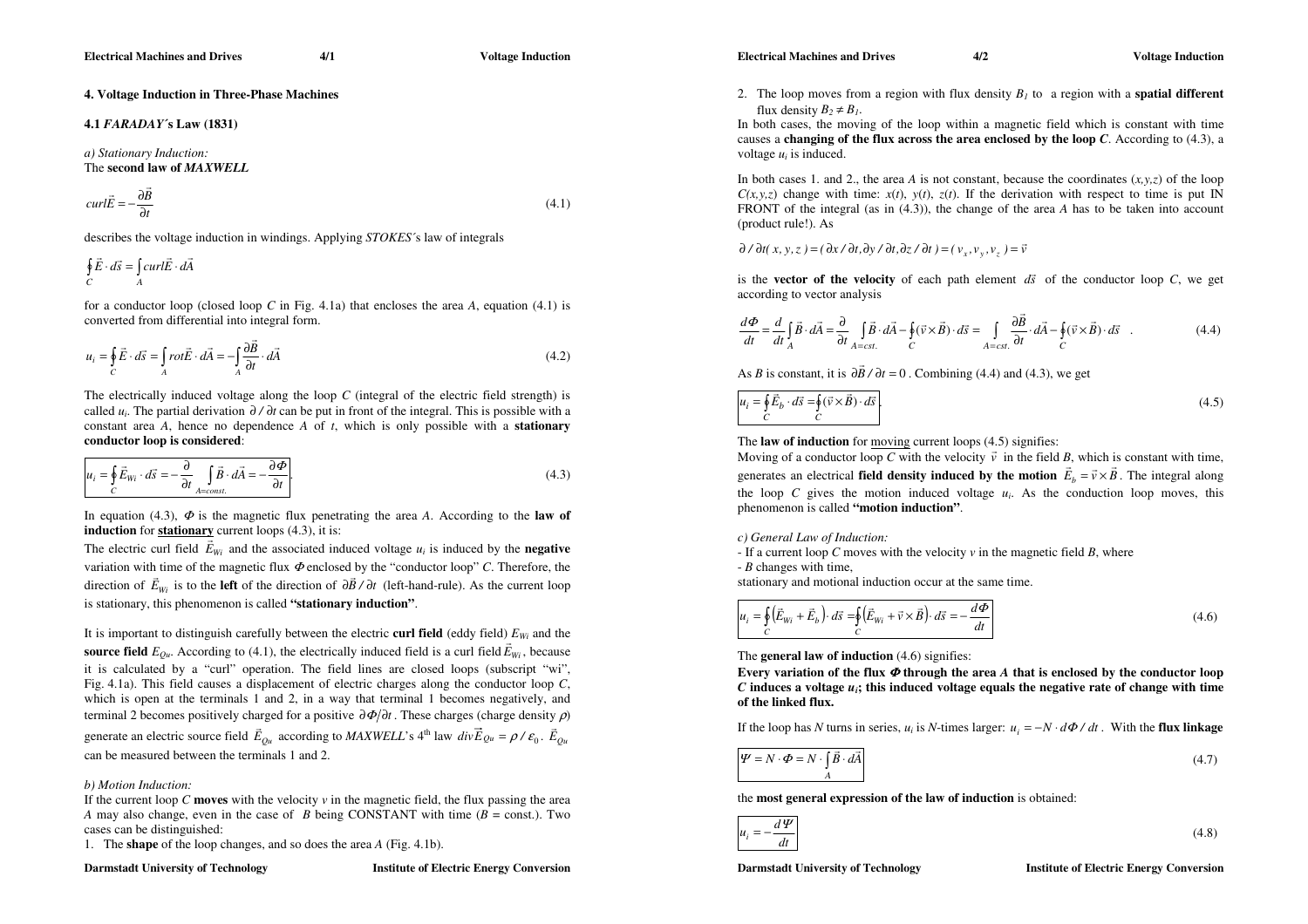## 4. Voltage Induction in Three-Phase Machines

### 4.1 *FARADAY´s* Law (1831)

*a) Stationary Induction:*
The **second law of *MAXWELL***

$$curl\vec{E} = -\frac{\partial \vec{B}}{\partial t} \tag{4.1}$$

describes the voltage induction in windings. Applying *STOKES´s* law of integrals

$$\oint_C \vec{E} \cdot d\vec{s} = \int_A curl\vec{E} \cdot d\vec{A}$$

for a conductor loop (closed loop *C* in Fig. 4.1a) that encloses the area *A*, equation (4.1) is converted from differential into integral form.

$$u_i = \oint_C \vec{E} \cdot d\vec{s} = \int_A rot\vec{E} \cdot d\vec{A} = -\int_A \frac{\partial \vec{B}}{\partial t} \cdot d\vec{A} \tag{4.2}$$

The electrically induced voltage along the loop *C* (integral of the electric field strength) is called $u_i$. The partial derivation $\partial / \partial t$ can be put in front of the integral. This is possible with a constant area *A*, hence no dependence *A* of *t*, which is only possible with a **stationary conductor loop is considered**:

$$u_i = \oint_C \vec{E}_{Wi} \cdot d\vec{s} = -\frac{\partial}{\partial t} \int_{A=const.} \vec{B} \cdot d\vec{A} = -\frac{\partial \Phi}{\partial t} \tag{4.3}$$

In equation (4.3), $\Phi$ is the magnetic flux penetrating the area *A*. According to the **law of induction** for **stationary** current loops (4.3), it is:

The electric curl field $\vec{E}_{Wi}$ and the associated induced voltage $u_i$ is induced by the **negative** variation with time of the magnetic flux $\Phi$ enclosed by the "conductor loop" *C*. Therefore, the direction of $\vec{E}_{Wi}$ is to the **left** of the direction of $\partial \vec{B} / \partial t$ (left-hand-rule). As the current loop is stationary, this phenomenon is called **"stationary induction"**.

It is important to distinguish carefully between the electric **curl field** (eddy field) $E_{Wi}$ and the **source field** $E_{Qu}$. According to (4.1), the electrically induced field is a curl field $\vec{E}_{Wi}$, because it is calculated by a "curl" operation. The field lines are closed loops (subscript "wi", Fig. 4.1a). This field causes a displacement of electric charges along the conductor loop *C*, which is open at the terminals 1 and 2, in a way that terminal 1 becomes negatively, and terminal 2 becomes positively charged for a positive $\partial \Phi / \partial t$. These charges (charge density $\rho$) generate an electric source field $\vec{E}_{Qu}$ according to *MAXWELL*'s 4[th] law $div\vec{E}_{Qu} = \rho / \varepsilon_0$. $\vec{E}_{Qu}$ can be measured between the terminals 1 and 2.

*b) Motion Induction:*
If the current loop *C* **moves** with the velocity *v* in the magnetic field, the flux passing the area *A* may also change, even in the case of *B* being CONSTANT with time (*B* = const.). Two cases can be distinguished:

1. The **shape** of the loop changes, and so does the area *A* (Fig. 4.1b).
2. The loop moves from a region with flux density $B_1$ to a region with a **spatial different** flux density $B_2 \neq B_1$.

In both cases, the moving of the loop within a magnetic field which is constant with time causes a **changing of the flux across the area enclosed by the loop *C***. According to (4.3), a voltage $u_i$ is induced.

In both cases 1. and 2., the area *A* is not constant, because the coordinates *(x,y,z)* of the loop *C(x,y,z)* change with time: *x*(*t*), *y*(*t*), *z*(*t*). If the derivation with respect to time is put IN FRONT of the integral (as in (4.3)), the change of the area *A* has to be taken into account (product rule!). As

$$\partial / \partial t(x, y, z) = (\partial x / \partial t, \partial y / \partial t, \partial z / \partial t) = (v_x, v_y, v_z) = \vec{v}$$

is the **vector of the velocity** of each path element $d\vec{s}$ of the conductor loop *C*, we get according to vector analysis

$$\frac{d\Phi}{dt} = \frac{d}{dt}\int_A \vec{B} \cdot d\vec{A} = \frac{\partial}{\partial t}\int_{A=cst.} \vec{B} \cdot d\vec{A} - \oint_C (\vec{v} \times \vec{B}) \cdot d\vec{s} = \int_{A=cst.} \frac{\partial \vec{B}}{\partial t} \cdot d\vec{A} - \oint_C (\vec{v} \times \vec{B}) \cdot d\vec{s} \tag{4.4}$$

As *B* is constant, it is $\partial \vec{B} / \partial t = 0$. Combining (4.4) and (4.3), we get

$$u_i = \oint_C \vec{E}_b \cdot d\vec{s} = \oint_C (\vec{v} \times \vec{B}) \cdot d\vec{s} \tag{4.5}$$

The **law of induction** for moving current loops (4.5) signifies:
Moving of a conductor loop *C* with the velocity $\vec{v}$ in the field *B*, which is constant with time, generates an electrical **field density induced by the motion** $\vec{E}_b = \vec{v} \times \vec{B}$. The integral along the loop *C* gives the motion induced voltage $u_i$. As the conduction loop moves, this phenomenon is called **"motion induction"**.

*c) General Law of Induction:*
- If a current loop *C* moves with the velocity *v* in the magnetic field *B*, where
- *B* changes with time,

stationary and motional induction occur at the same time.

$$u_i = \oint_C \left(\vec{E}_{Wi} + \vec{E}_b\right) \cdot d\vec{s} = \oint_C \left(\vec{E}_{Wi} + \vec{v} \times \vec{B}\right) \cdot d\vec{s} = -\frac{d\Phi}{dt} \tag{4.6}$$

The **general law of induction** (4.6) signifies:
**Every variation of the flux $\Phi$ through the area *A* that is enclosed by the conductor loop *C* induces a voltage $u_i$; this induced voltage equals the negative rate of change with time of the linked flux.**

If the loop has *N* turns in series, $u_i$ is *N*-times larger: $u_i = -N \cdot d\Phi / dt$. With the **flux linkage**

$$\Psi = N \cdot \Phi = N \cdot \int_A \vec{B} \cdot d\vec{A} \tag{4.7}$$

the **most general expression of the law of induction** is obtained:

$$u_i = -\frac{d\Psi}{dt} \tag{4.8}$$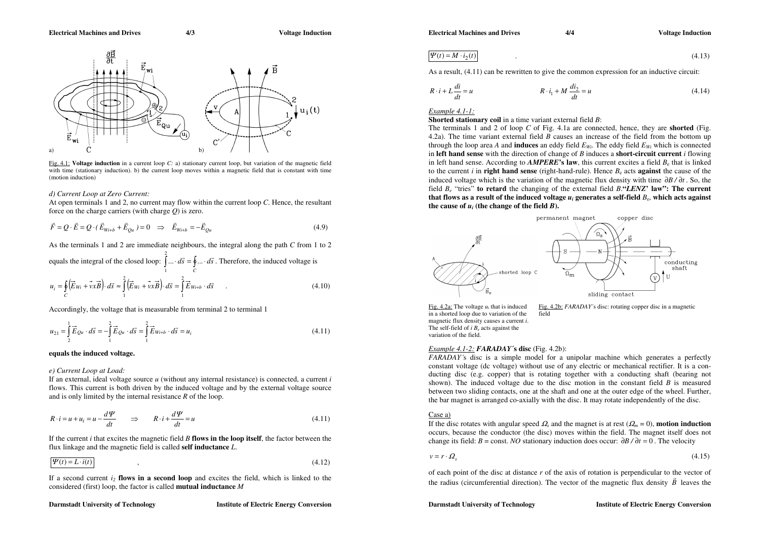Fig. 4.1: **Voltage induction** in a current loop *C:* a) stationary current loop, but variation of the magnetic field with time (stationary induction). b) the current loop moves within a magnetic field that is constant with time (motion induction)

*d) Current Loop at Zero Current:*

At open terminals 1 and 2, no current may flow within the current loop *C*. Hence, the resultant force on the charge carriers (with charge *Q*) is zero.

$$\vec{F} = Q \cdot \vec{E} = Q \cdot (\vec{E}_{Wi+b} + \vec{E}_{Qu}) = 0 \quad \Rightarrow \quad \vec{E}_{Wi+b} = -\vec{E}_{Qu} \tag{4.9}$$

As the terminals 1 and 2 are immediate neighbours, the integral along the path *C* from 1 to 2 equals the integral of the closed loop: $\int_1^2 ... \cdot d\vec{s} = \oint_C ... \cdot d\vec{s}$ . Therefore, the induced voltage is

$$u_i = \oint_C \left(\vec{E}_{Wi} + \vec{v}x\vec{B}\right) \cdot d\vec{s} \approx \int_1^2 \left(\vec{E}_{Wi} + \vec{v}x\vec{B}\right) \cdot d\vec{s} = \int_1^2 \vec{E}_{Wi+b} \cdot d\vec{s} \tag{4.10}$$

Accordingly, the voltage that is measurable from terminal 2 to terminal 1

$$u_{21} = \int_2^1 \vec{E}_{Qu} \cdot d\vec{s} = -\int_1^2 \vec{E}_{Qu} \cdot d\vec{s} = \int_1^2 \vec{E}_{Wi+b} \cdot d\vec{s} = u_i \tag{4.11}$$

**equals the induced voltage.**

*e) Current Loop at Load:*

If an external, ideal voltage source *u* (without any internal resistance) is connected, a current *i* flows. This current is both driven by the induced voltage and by the external voltage source and is only limited by the internal resistance *R* of the loop.

$$R \cdot i = u + u_i = u - \frac{d\Psi}{dt} \quad \Rightarrow \quad R \cdot i + \frac{d\Psi}{dt} = u \tag{4.11}$$

If the current *i* that excites the magnetic field *B* **flows in the loop itself**, the factor between the flux linkage and the magnetic field is called **self inductance** *L*.

$$\boxed{\Psi(t) = L \cdot i(t)} \quad , \tag{4.12}$$

If a second current $i_2$ **flows in a second loop** and excites the field, which is linked to the considered (first) loop, the factor is called **mutual inductance** *M*

$$\boxed{\Psi(t) = M \cdot i_2(t)} \quad . \tag{4.13}$$

As a result, (4.11) can be rewritten to give the common expression for an inductive circuit:

$$R \cdot i + L\frac{di}{dt} = u \qquad\qquad R \cdot i_1 + M\frac{di_2}{dt} = u \tag{4.14}$$

*Example 4.1-1:*

**Shorted stationary coil** in a time variant external field *B*:

The terminals 1 and 2 of loop *C* of Fig. 4.1a are connected, hence, they are **shorted** (Fig. 4.2a). The time variant external field *B* causes an increase of the field from the bottom up through the loop area *A* and **induces** an eddy field $E_{Wi}$. The eddy field $E_{Wi}$ which is connected in **left hand sense** with the direction of change of *B* induces a **short-circuit current** *i* flowing in left hand sense. According to ***AMPERE*'s law**, this current excites a field $B_e$ that is linked to the current *i* in **right hand sense** (right-hand-rule). Hence $B_e$ acts **against** the cause of the induced voltage which is the variation of the magnetic flux density with time $\partial B / \partial t$ . So, the field $B_e$ "tries" **to retard** the changing of the external field *B*.**"*LENZ*' law": The current that flows as a result of the induced voltage $u_i$ generates a self-field $B_e$, which acts against the cause of $u_i$ (the change of the field *B*).**

Fig. 4.2a: The voltage $u_i$ that is induced in a shorted loop due to variation of the magnetic flux density causes a current *i*. The self-field of *i* $B_e$ acts against the variation of the field.

Fig. 4.2b: *FARADAY*'s disc: rotating copper disc in a magnetic field

*Example 4.1-2:* ***FARADAY*´s disc** (Fig. 4.2b):

*FARADAY*´s disc is a simple model for a unipolar machine which generates a perfectly constant voltage (dc voltage) without use of any electric or mechanical rectifier. It is a conducting disc (e.g. copper) that is rotating together with a conducting shaft (bearing not shown). The induced voltage due to the disc motion in the constant field *B* is measured between two sliding contacts, one at the shaft and one at the outer edge of the wheel. Further, the bar magnet is arranged co-axially with the disc. It may rotate independently of the disc.

Case a)

If the disc rotates with angular speed $\Omega_s$ and the magnet is at rest ($\Omega_m = 0$), **motion induction** occurs, because the conductor (the disc) moves within the field. The magnet itself does not change its field: *B* = const. *NO* stationary induction does occur: $\partial B / \partial t = 0$ . The velocity

$$v = r \cdot \Omega_s \tag{4.15}$$

of each point of the disc at distance *r* of the axis of rotation is perpendicular to the vector of the radius (circumferential direction). The vector of the magnetic flux density $\vec{B}$ leaves the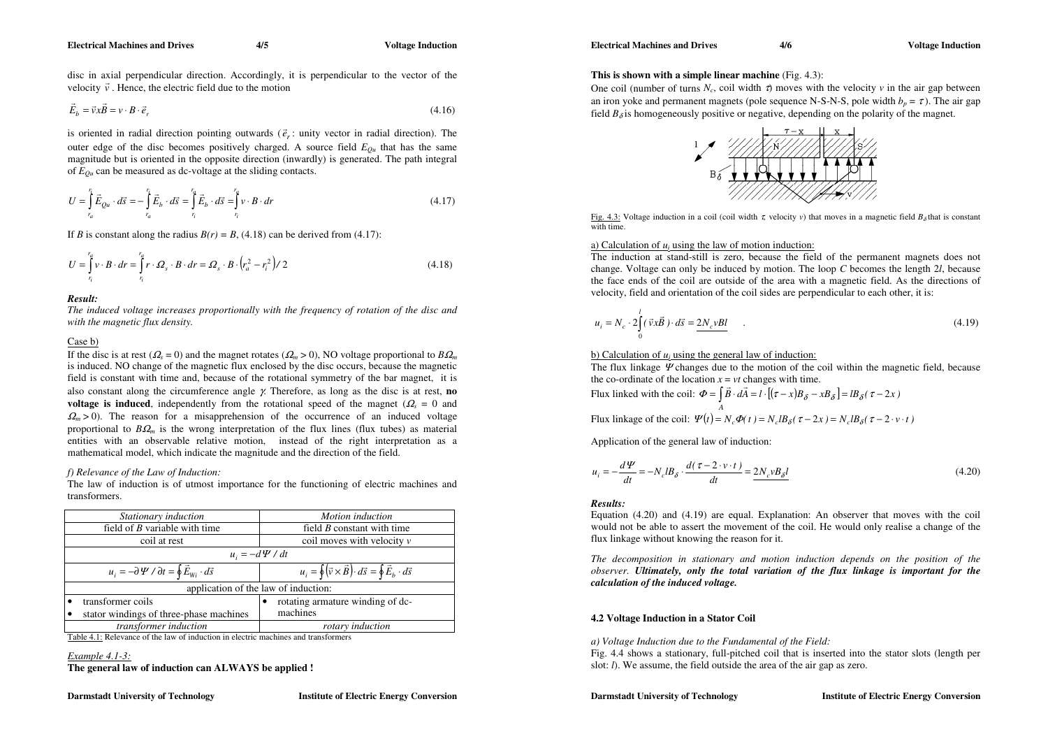disc in axial perpendicular direction. Accordingly, it is perpendicular to the vector of the velocity $\vec{v}$. Hence, the electric field due to the motion

$$\vec{E}_b = \vec{v} x \vec{B} = v \cdot B \cdot \vec{e}_r \tag{4.16}$$

is oriented in radial direction pointing outwards ($\vec{e}_r$: unity vector in radial direction). The outer edge of the disc becomes positively charged. A source field $E_{Qu}$ that has the same magnitude but is oriented in the opposite direction (inwardly) is generated. The path integral of $E_{Qu}$ can be measured as dc-voltage at the sliding contacts.

$$U = \int_{r_a}^{r_i} \vec{E}_{Qu} \cdot d\vec{s} = -\int_{r_a}^{r_i} \vec{E}_b \cdot d\vec{s} = \int_{r_i}^{r_a} \vec{E}_b \cdot d\vec{s} = \int_{r_i}^{r_a} v \cdot B \cdot dr \tag{4.17}$$

If $B$ is constant along the radius $B(r) = B$, (4.18) can be derived from (4.17):

$$U = \int_{r_i}^{r_a} v \cdot B \cdot dr = \int_{r_i}^{r_a} r \cdot \Omega_s \cdot B \cdot dr = \Omega_s \cdot B \cdot \left(r_a^2 - r_i^2\right)/2 \tag{4.18}$$

***Result:***

*The induced voltage increases proportionally with the frequency of rotation of the disc and with the magnetic flux density.*

Case b)

If the disc is at rest ($\Omega_s = 0$) and the magnet rotates ($\Omega_m > 0$), NO voltage proportional to $B\Omega_m$ is induced. NO change of the magnetic flux enclosed by the disc occurs, because the magnetic field is constant with time and, because of the rotational symmetry of the bar magnet, it is also constant along the circumference angle $\gamma$. Therefore, as long as the disc is at rest, **no voltage is induced**, independently from the rotational speed of the magnet ($\Omega_s = 0$ and $\Omega_m > 0$). The reason for a misapprehension of the occurrence of an induced voltage proportional to $B\Omega_m$ is the wrong interpretation of the flux lines (flux tubes) as material entities with an observable relative motion, instead of the right interpretation as a mathematical model, which indicate the magnitude and the direction of the field.

*f) Relevance of the Law of Induction:*

The law of induction is of utmost importance for the functioning of electric machines and transformers.

| *Stationary induction* | *Motion induction* |
|---|---|
| field of $B$ variable with time | field $B$ constant with time |
| coil at rest | coil moves with velocity $v$ |
| $u_i = -d\Psi / dt$ | |
| $u_i = -\partial \Psi / \partial t = \oint \vec{E}_{Wi} \cdot d\vec{s}$ | $u_i = \oint \left(\vec{v} \times \vec{B}\right) \cdot d\vec{s} = \oint \vec{E}_b \cdot d\vec{s}$ |
| application of the law of induction: | |
| • transformer coils<br>• stator windings of three-phase machines | • rotating armature winding of dc-machines |
| *transformer induction* | *rotary induction* |

Table 4.1: Relevance of the law of induction in electric machines and transformers

*Example 4.1-3:*

**The general law of induction can ALWAYS be applied !**

**This is shown with a simple linear machine** (Fig. 4.3):

One coil (number of turns $N_c$, coil width $\tau$) moves with the velocity $v$ in the air gap between an iron yoke and permanent magnets (pole sequence N-S-N-S, pole width $b_p = \tau$). The air gap field $B_\delta$ is homogeneously positive or negative, depending on the polarity of the magnet.

Fig. 4.3: Voltage induction in a coil (coil width $\tau$, velocity $v$) that moves in a magnetic field $B_\delta$ that is constant with time.

a) Calculation of $u_i$ using the law of motion induction:

The induction at stand-still is zero, because the field of the permanent magnets does not change. Voltage can only be induced by motion. The loop $C$ becomes the length $2l$, because the face ends of the coil are outside of the area with a magnetic field. As the directions of velocity, field and orientation of the coil sides are perpendicular to each other, it is:

$$u_i = N_c \cdot 2\int_0^l (\vec{v} x \vec{B}) \cdot d\vec{s} = \underline{2N_c vBl} \tag{4.19}$$

b) Calculation of $u_i$ using the general law of induction:

The flux linkage $\Psi$ changes due to the motion of the coil within the magnetic field, because the co-ordinate of the location $x = vt$ changes with time.

Flux linked with the coil: $\Phi = \int_A \vec{B} \cdot d\vec{A} = l \cdot \left[(\tau - x)B_\delta - xB_\delta\right] = lB_\delta(\tau - 2x)$

Flux linkage of the coil: $\Psi(t) = N_c\Phi(t) = N_c lB_\delta(\tau - 2x) = N_c lB_\delta(\tau - 2 \cdot v \cdot t)$

Application of the general law of induction:

$$u_i = -\frac{d\Psi}{dt} = -N_c lB_\delta \cdot \frac{d(\tau - 2 \cdot v \cdot t)}{dt} = \underline{2N_c vB_\delta l} \tag{4.20}$$

***Results:***

Equation (4.20) and (4.19) are equal. Explanation: An observer that moves with the coil would not be able to assert the movement of the coil. He would only realise a change of the flux linkage without knowing the reason for it.

*The decomposition in stationary and motion induction depends on the position of the observer.* ***Ultimately, only the total variation of the flux linkage is important for the calculation of the induced voltage.***

#### 4.2 Voltage Induction in a Stator Coil

*a) Voltage Induction due to the Fundamental of the Field:*

Fig. 4.4 shows a stationary, full-pitched coil that is inserted into the stator slots (length per slot: $l$). We assume, the field outside the area of the air gap as zero.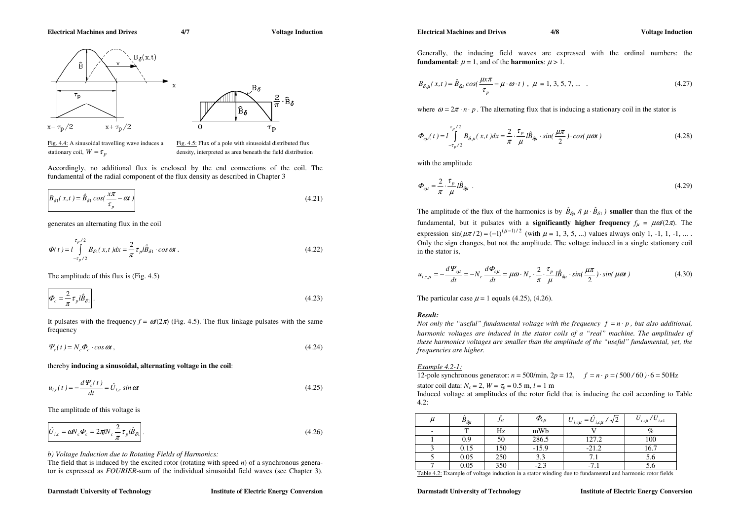Fig. 4.4: A sinusoidal travelling wave induces a stationary coil, $W = \tau_p$

Fig. 4.5: Flux of a pole with sinusoidal distributed flux density, interpreted as area beneath the field distribution

Accordingly, no additional flux is enclosed by the end connections of the coil. The fundamental of the radial component of the flux density as described in Chapter 3

$$B_{\delta 1}(x,t) = \hat{B}_{\delta 1} \cos\left(\frac{x\pi}{\tau_p} - \omega t\right) \tag{4.21}$$

generates an alternating flux in the coil

$$\Phi(t) = l \int_{-\tau_p/2}^{\tau_p/2} B_{\delta 1}(x,t)dx = \frac{2}{\pi}\tau_p l \hat{B}_{\delta 1} \cdot \cos\omega t\,. \tag{4.22}$$

The amplitude of this flux is (Fig. 4.5)

$$\Phi_c = \frac{2}{\pi}\tau_p l \hat{B}_{\delta 1}\,. \tag{4.23}$$

It pulsates with the frequency $f = \omega/(2\pi)$ (Fig. 4.5). The flux linkage pulsates with the same frequency

$$\Psi_c(t) = N_c \Phi_c \cdot \cos\omega t\,, \tag{4.24}$$

thereby **inducing a sinusoidal, alternating voltage in the coil**:

$$u_{i,c}(t) = -\frac{d\Psi_c(t)}{dt} = \hat{U}_{i,c}\sin\omega t \tag{4.25}$$

The amplitude of this voltage is

$$\hat{U}_{i,c} = \omega N_c \Phi_c = 2\pi f N_c \frac{2}{\pi}\tau_p l \hat{B}_{\delta 1}\,. \tag{4.26}$$

*b) Voltage Induction due to Rotating Fields of Harmonics:*

The field that is induced by the excited rotor (rotating with speed *n*) of a synchronous generator is expressed as *FOURIER*-sum of the individual sinusoidal field waves (see Chapter 3). Generally, the inducing field waves are expressed with the ordinal numbers: the **fundamental**: $\mu = 1$, and of the **harmonics**: $\mu > 1$.

$$B_{\delta,\mu}(x,t) = \hat{B}_{\delta\mu}\cos\left(\frac{\mu x\pi}{\tau_p} - \mu\cdot\omega\cdot t\right),\ \mu = 1, 3, 5, 7, \ldots\ . \tag{4.27}$$

where $\omega = 2\pi\cdot n\cdot p$. The alternating flux that is inducing a stationary coil in the stator is

$$\Phi_{c\mu}(t) = l\int_{-\tau_p/2}^{\tau_p/2} B_{\delta,\mu}(x,t)dx = \frac{2}{\pi}\cdot\frac{\tau_p}{\mu} l\hat{B}_{\delta\mu}\cdot\sin\left(\frac{\mu\pi}{2}\right)\cdot\cos(\mu\omega t) \tag{4.28}$$

with the amplitude

$$\Phi_{c\mu} = \frac{2}{\pi}\cdot\frac{\tau_p}{\mu} l\hat{B}_{\delta\mu}\ . \tag{4.29}$$

The amplitude of the flux of the harmonics is by $\hat{B}_{\delta\mu}/(\mu\cdot\hat{B}_{\delta 1})$ **smaller** than the flux of the fundamental, but it pulsates with a **significantly higher frequency** $f_\mu = \mu\omega/(2\pi)$. The expression $\sin(\mu\pi/2) = (-1)^{(\mu-1)/2}$ (with $\mu = 1, 3, 5, \ldots$) values always only 1, -1, 1, -1, ... . Only the sign changes, but not the amplitude. The voltage induced in a single stationary coil in the stator is,

$$u_{i,c,\mu} = -\frac{d\Psi_{c\mu}}{dt} = -N_c\frac{d\Phi_{c\mu}}{dt} = \mu\omega\cdot N_c\cdot\frac{2}{\pi}\cdot\frac{\tau_p}{\mu} l\hat{B}_{\delta\mu}\cdot\sin\left(\frac{\mu\pi}{2}\right)\cdot\sin(\mu\omega t) \tag{4.30}$$

The particular case $\mu = 1$ equals (4.25), (4.26).

***Result:***

*Not only the "useful" fundamental voltage with the frequency $f = n\cdot p$, but also additional, harmonic voltages are induced in the stator coils of a "real" machine. The amplitudes of these harmonics voltages are smaller than the amplitude of the "useful" fundamental, yet, the frequencies are higher.*

*Example 4.2-1:*

12-pole synchronous generator: $n = 500$/min, $2p = 12$, $f = n\cdot p = (500/60)\cdot 6 = 50\,\text{Hz}$

stator coil data: $N_c = 2$, $W = \tau_p = 0.5$ m, $l = 1$ m

Induced voltage at amplitudes of the rotor field that is inducing the coil according to Table 4.2:

| $\mu$ | $\hat{B}_{\delta\mu}$ | $f_\mu$ | $\Phi_{c\mu}$ | $U_{i,c\mu} = \hat{U}_{i,c\mu}/\sqrt{2}$ | $U_{i,c\mu}/U_{i,c1}$ |
|---|---|---|---|---|---|
| - | T | Hz | mWb | V | % |
| 1 | 0.9 | 50 | 286.5 | 127.2 | 100 |
| 3 | 0.15 | 150 | -15.9 | -21.2 | 16.7 |
| 5 | 0.05 | 250 | 3.3 | 7.1 | 5.6 |
| 7 | 0.05 | 350 | -2.3 | -7.1 | 5.6 |

Table 4.2: Example of voltage induction in a stator winding due to fundamental and harmonic rotor fields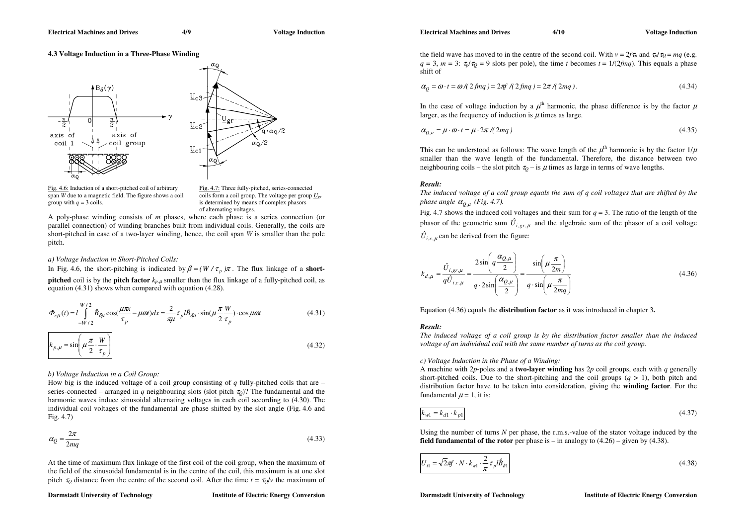### 4.3 Voltage Induction in a Three-Phase Winding

Fig. 4.6: Induction of a short-pitched coil of arbitrary span $W$ due to a magnetic field. The figure shows a coil group with $q = 3$ coils.

Fig. 4.7: Three fully-pitched, series-connected coils form a coil group. The voltage per group $\underline{U}_{gr}$ is determined by means of complex phasors of alternating voltages.

A poly-phase winding consists of $m$ phases, where each phase is a series connection (or parallel connection) of winding branches built from individual coils. Generally, the coils are short-pitched in case of a two-layer winding, hence, the coil span $W$ is smaller than the pole pitch.

*a) Voltage Induction in Short-Pitched Coils:*

In Fig. 4.6, the short-pitching is indicated by $\beta = (W / \tau_p)\pi$. The flux linkage of a **short-pitched** coil is by the **pitch factor** $k_{p,\mu}$ smaller than the flux linkage of a fully-pitched coil, as equation (4.31) shows when compared with equation (4.28).

$$\Phi_{c\mu}(t) = l \int_{-W/2}^{W/2} \hat{B}_{\delta\mu} \cos\left(\frac{\mu\pi x}{\tau_p} - \mu\omega t\right) dx = \frac{2}{\pi\mu} \tau_p l \hat{B}_{\delta\mu} \cdot \sin\left(\mu \frac{\pi}{2} \frac{W}{\tau_p}\right) \cdot \cos \mu\omega t \tag{4.31}$$

$$\boxed{k_{p,\mu} = \sin\left(\mu \frac{\pi}{2} \cdot \frac{W}{\tau_p}\right)} \tag{4.32}$$

*b) Voltage Induction in a Coil Group:*

How big is the induced voltage of a coil group consisting of $q$ fully-pitched coils that are – series-connected – arranged in $q$ neighbouring slots (slot pitch $\tau_Q$)? The fundamental and the harmonic waves induce sinusoidal alternating voltages in each coil according to (4.30). The individual coil voltages of the fundamental are phase shifted by the slot angle (Fig. 4.6 and Fig. 4.7)

$$\alpha_Q = \frac{2\pi}{2mq} \tag{4.33}$$

At the time of maximum flux linkage of the first coil of the coil group, when the maximum of the field of the sinusoidal fundamental is in the centre of the coil, this maximum is at one slot pitch $\tau_Q$ distance from the centre of the second coil. After the time $t = \tau_Q/v$ the maximum of the field wave has moved to in the centre of the second coil. With $v = 2f\tau_p$ and $\tau_p/\tau_Q = mq$ (e.g. $q = 3$, $m = 3$: $\tau_p/\tau_Q = 9$ slots per pole), the time $t$ becomes $t = 1/(2fmq)$. This equals a phase shift of

$$\alpha_Q = \omega \cdot t = \omega / (2fmq) = 2\pi f / (2fmq) = 2\pi / (2mq). \tag{4.34}$$

In the case of voltage induction by a $\mu^{\text{th}}$ harmonic, the phase difference is by the factor $\mu$ larger, as the frequency of induction is $\mu$ times as large.

$$\alpha_{Q,\mu} = \mu \cdot \omega \cdot t = \mu \cdot 2\pi / (2mq) \tag{4.35}$$

This can be understood as follows: The wave length of the $\mu^{\text{th}}$ harmonic is by the factor $1/\mu$ smaller than the wave length of the fundamental. Therefore, the distance between two neighbouring coils – the slot pitch $\tau_Q$ – is $\mu$ times as large in terms of wave lengths.

***Result:***

*The induced voltage of a coil group equals the sum of $q$ coil voltages that are shifted by the phase angle $\alpha_{Q,\mu}$ (Fig. 4.7).*

Fig. 4.7 shows the induced coil voltages and their sum for $q = 3$. The ratio of the length of the phasor of the geometric sum $\hat{U}_{i,gr,\mu}$ and the algebraic sum of the phasor of a coil voltage $\hat{U}_{i,c,\mu}$ can be derived from the figure:

$$k_{d,\mu} = \frac{\hat{U}_{i,gr,\mu}}{q\hat{U}_{i,c,\mu}} = \frac{2\sin\left(q\frac{\alpha_{Q,\mu}}{2}\right)}{q \cdot 2\sin\left(\frac{\alpha_{Q,\mu}}{2}\right)} = \frac{\sin\left(\mu\frac{\pi}{2m}\right)}{q \cdot \sin\left(\mu\frac{\pi}{2mq}\right)} \tag{4.36}$$

Equation (4.36) equals the **distribution factor** as it was introduced in chapter 3**.**

***Result:***

*The induced voltage of a coil group is by the distribution factor smaller than the induced voltage of an individual coil with the same number of turns as the coil group.*

*c) Voltage Induction in the Phase of a Winding:*

A machine with $2p$-poles and a **two-layer winding** has $2p$ coil groups, each with $q$ generally short-pitched coils. Due to the short-pitching and the coil groups ($q > 1$), both pitch and distribution factor have to be taken into consideration, giving the **winding factor**. For the fundamental $\mu = 1$, it is:

$$\boxed{k_{w1} = k_{d1} \cdot k_{p1}} \tag{4.37}$$

Using the number of turns $N$ per phase, the r.m.s.-value of the stator voltage induced by the **field fundamental of the rotor** per phase is – in analogy to (4.26) – given by (4.38).

$$\boxed{U_{i1} = \sqrt{2}\pi f \cdot N \cdot k_{w1} \cdot \frac{2}{\pi} \tau_p l \hat{B}_{\delta 1}} \tag{4.38}$$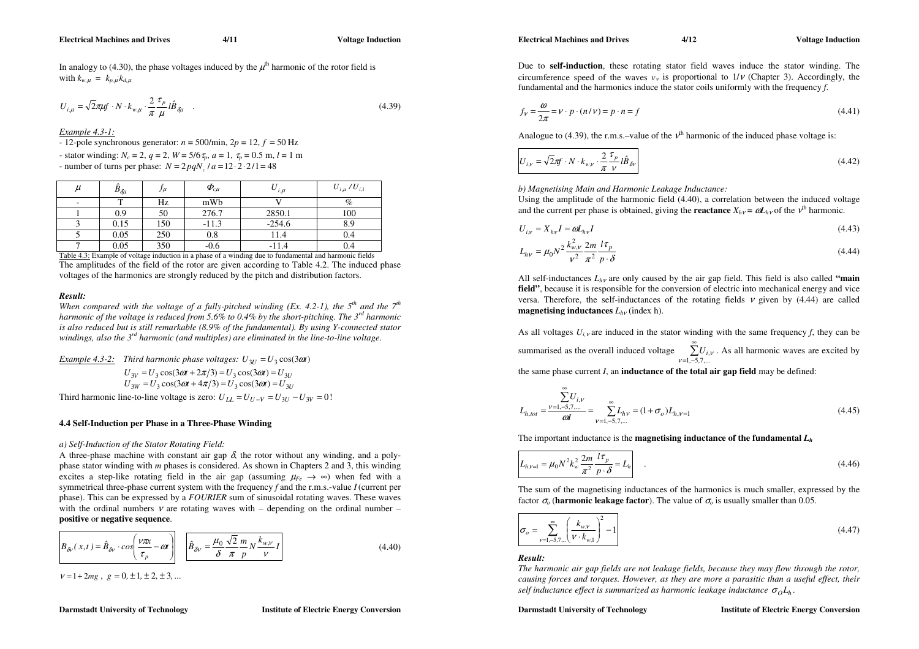In analogy to (4.30), the phase voltages induced by the $\mu^{th}$ harmonic of the rotor field is with $k_{w,\mu} = k_{p,\mu} k_{d,\mu}$

$$U_{i,\mu} = \sqrt{2}\pi\mu f \cdot N \cdot k_{w,\mu} \cdot \frac{2}{\pi}\frac{\tau_p}{\mu} l \hat{B}_{\delta\mu} \quad . \tag{4.39}$$

*Example 4.3-1:*

- 12-pole synchronous generator: $n = 500$/min, $2p = 12$, $f = 50$ Hz
- stator winding: $N_c = 2$, $q = 2$, $W = 5/6\,\tau_p$, $a = 1$, $\tau_p = 0.5$ m, $l = 1$ m
- number of turns per phase: $N = 2pqN_c / a = 12 \cdot 2 \cdot 2/1 = 48$

| $\mu$ | $\hat{B}_{\delta\mu}$ | $f_\mu$ | $\Phi_{c\mu}$ | $U_{i,\mu}$ | $U_{i,\mu}/U_{i,1}$ |
|---|---|---|---|---|---|
| - | T | Hz | mWb | V | % |
| 1 | 0.9 | 50 | 276.7 | 2850.1 | 100 |
| 3 | 0.15 | 150 | -11.3 | -254.6 | 8.9 |
| 5 | 0.05 | 250 | 0.8 | 11.4 | 0.4 |
| 7 | 0.05 | 350 | -0.6 | -11.4 | 0.4 |

Table 4.3: Example of voltage induction in a phase of a winding due to fundamental and harmonic fields

The amplitudes of the field of the rotor are given according to Table 4.2. The induced phase voltages of the harmonics are strongly reduced by the pitch and distribution factors.

***Result:***

*When compared with the voltage of a fully-pitched winding (Ex. 4.2-1), the 5th and the 7th harmonic of the voltage is reduced from 5.6% to 0.4% by the short-pitching. The 3rd harmonic is also reduced but is still remarkable (8.9% of the fundamental). By using Y-connected stator windings, also the 3rd harmonic (and multiples) are eliminated in the line-to-line voltage.*

*Example 4.3-2:* *Third harmonic phase voltages:* $U_{3U} = U_3 \cos(3\omega t)$

$$U_{3V} = U_3 \cos(3\omega t + 2\pi/3) = U_3 \cos(3\omega t) = U_{3U}$$
$$U_{3W} = U_3 \cos(3\omega t + 4\pi/3) = U_3 \cos(3\omega t) = U_{3U}$$

Third harmonic line-to-line voltage is zero: $U_{LL} = U_{U-V} = U_{3U} - U_{3V} = 0$!

### 4.4 Self-Induction per Phase in a Three-Phase Winding

*a) Self-Induction of the Stator Rotating Field:*

A three-phase machine with constant air gap $\delta$, the rotor without any winding, and a poly-phase stator winding with $m$ phases is considered. As shown in Chapters 2 and 3, this winding excites a step-like rotating field in the air gap (assuming $\mu_{Fe} \to \infty$) when fed with a symmetrical three-phase current system with the frequency $f$ and the r.m.s.-value $I$ (current per phase). This can be expressed by a *FOURIER* sum of sinusoidal rotating waves. These waves with the ordinal numbers $\nu$ are rotating waves with – depending on the ordinal number – **positive** or **negative sequence**.

$$B_{\delta\nu}(x,t) = \hat{B}_{\delta\nu} \cdot \cos\left(\frac{\nu\pi x}{\tau_p} - \omega t\right) \qquad \hat{B}_{\delta\nu} = \frac{\mu_0}{\delta}\frac{\sqrt{2}}{\pi}\frac{m}{p} N \frac{k_{w,\nu}}{\nu} I \tag{4.40}$$

$\nu = 1 + 2mg$ , $g = 0, \pm 1, \pm 2, \pm 3, \ldots$

Due to **self-induction**, these rotating stator field waves induce the stator winding. The circumference speed of the waves $v_\nu$ is proportional to $1/\nu$ (Chapter 3). Accordingly, the fundamental and the harmonics induce the stator coils uniformly with the frequency $f$.

$$f_\nu = \frac{\omega}{2\pi} = \nu \cdot p \cdot (n/\nu) = p \cdot n = f \tag{4.41}$$

Analogue to (4.39), the r.m.s.–value of the $\nu^{th}$ harmonic of the induced phase voltage is:

$$U_{i,\nu} = \sqrt{2}\pi f \cdot N \cdot k_{w,\nu} \cdot \frac{2}{\pi}\frac{\tau_p}{\nu} l \hat{B}_{\delta\nu} \tag{4.42}$$

*b) Magnetising Main and Harmonic Leakage Inductance:*

Using the amplitude of the harmonic field (4.40), a correlation between the induced voltage and the current per phase is obtained, giving the **reactance** $X_{h\nu} = \omega L_{h\nu}$ of the $\nu^{th}$ harmonic.

$$U_{i,\nu} = X_{h\nu} I = \omega L_{h\nu} I \tag{4.43}$$

$$L_{h\nu} = \mu_0 N^2 \frac{k_{w,\nu}^2}{\nu^2}\frac{2m}{\pi^2}\frac{l\tau_p}{p \cdot \delta} \tag{4.44}$$

All self-inductances $L_{h\nu}$ are only caused by the air gap field. This field is also called **"main field"**, because it is responsible for the conversion of electric into mechanical energy and vice versa. Therefore, the self-inductances of the rotating fields $\nu$ given by (4.44) are called **magnetising inductances** $L_{h\nu}$ (index h).

As all voltages $U_{i,\nu}$ are induced in the stator winding with the same frequency $f$, they can be summarised as the overall induced voltage $\sum_{\nu=1,-5,7,\ldots}^{\infty} U_{i,\nu}$. As all harmonic waves are excited by the same phase current $I$, an **inductance of the total air gap field** may be defined:

$$L_{h,tot} = \frac{\sum_{\nu=1,-5,7,\ldots}^{\infty} U_{i,\nu}}{\omega I} = \sum_{\nu=1,-5,7,\ldots}^{\infty} L_{h\nu} = (1+\sigma_o) L_{h,\nu=1} \tag{4.45}$$

The important inductance is the **magnetising inductance of the fundamental $L_h$**

$$L_{h,\nu=1} = \mu_0 N^2 k_w^2 \frac{2m}{\pi^2}\frac{l\tau_p}{p \cdot \delta} = L_h \quad . \tag{4.46}$$

The sum of the magnetising inductances of the harmonics is much smaller, expressed by the factor $\sigma_o$ (**harmonic leakage factor**). The value of $\sigma_o$ is usually smaller than 0.05.

$$\sigma_o = \sum_{\nu=1,-5,7,\ldots}^{\infty} \left(\frac{k_{w,\nu}}{\nu \cdot k_{w,1}}\right)^2 - 1 \tag{4.47}$$

***Result:***

*The harmonic air gap fields are not leakage fields, because they may flow through the rotor, causing forces and torques. However, as they are more a parasitic than a useful effect, their self inductance effect is summarized as harmonic leakage inductance $\sigma_O L_h$.*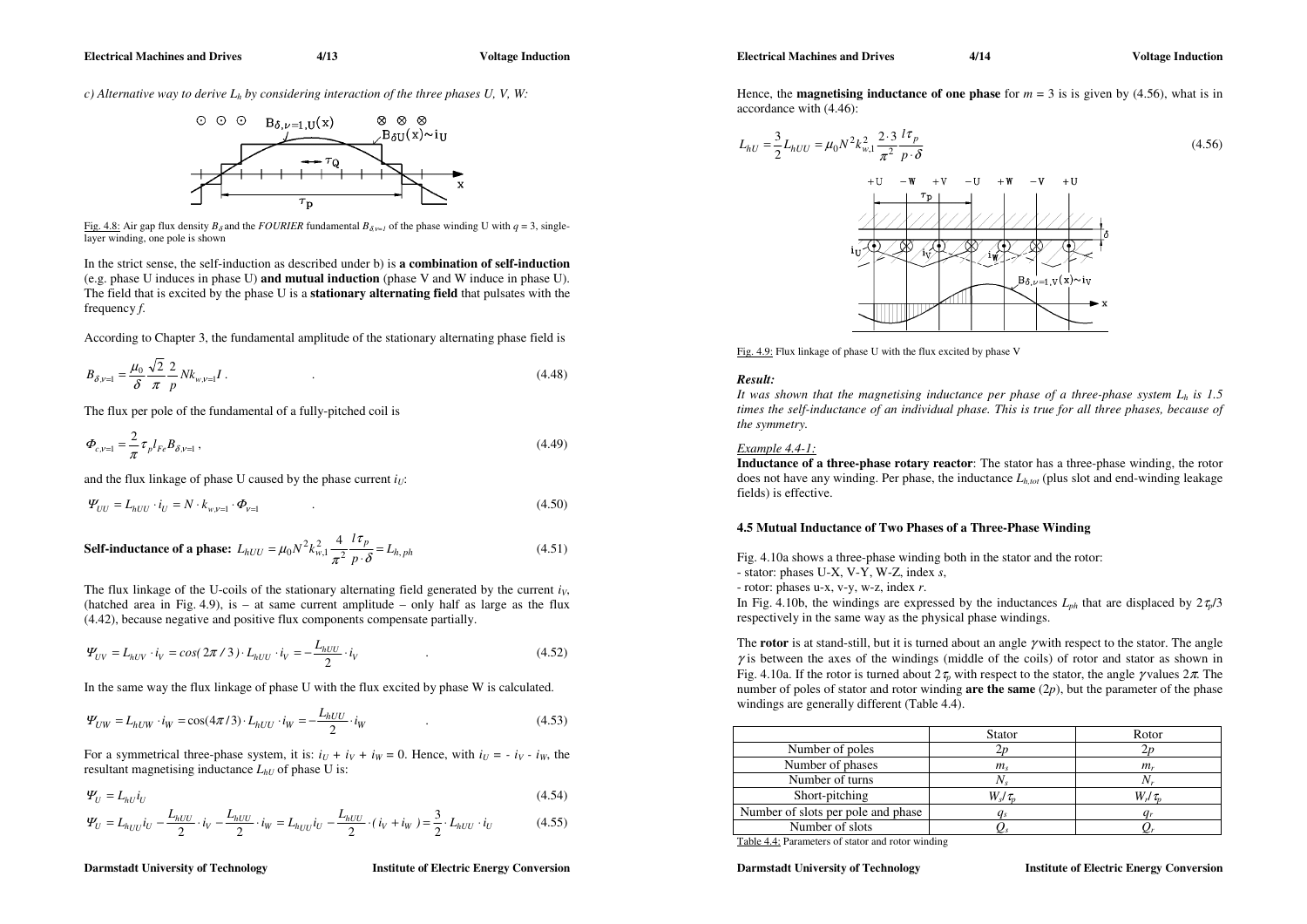*c) Alternative way to derive $L_h$ by considering interaction of the three phases U, V, W:*

Fig. 4.8: Air gap flux density $B_\delta$ and the *FOURIER* fundamental $B_{\delta,\nu=1}$ of the phase winding U with $q = 3$, single-layer winding, one pole is shown

In the strict sense, the self-induction as described under b) is **a combination of self-induction** (e.g. phase U induces in phase U) **and mutual induction** (phase V and W induce in phase U). The field that is excited by the phase U is a **stationary alternating field** that pulsates with the frequency *f*.

According to Chapter 3, the fundamental amplitude of the stationary alternating phase field is

$$B_{\delta,\nu=1} = \frac{\mu_0}{\delta}\frac{\sqrt{2}}{\pi}\frac{2}{p}Nk_{w,\nu=1}I \quad (4.48)$$

The flux per pole of the fundamental of a fully-pitched coil is

$$\Phi_{c,\nu=1} = \frac{2}{\pi}\tau_p l_{Fe} B_{\delta,\nu=1}, \quad (4.49)$$

and the flux linkage of phase U caused by the phase current $i_U$:

$$\Psi_{UU} = L_{hUU}\cdot i_U = N\cdot k_{w,\nu=1}\cdot \Phi_{\nu=1} \quad (4.50)$$

**Self-inductance of a phase:** $L_{hUU} = \mu_0 N^2 k_{w,1}^2 \dfrac{4}{\pi^2}\dfrac{l\tau_p}{p\cdot\delta} = L_{h,ph}$ (4.51)

The flux linkage of the U-coils of the stationary alternating field generated by the current $i_V$, (hatched area in Fig. 4.9), is – at same current amplitude – only half as large as the flux (4.42), because negative and positive flux components compensate partially.

$$\Psi_{UV} = L_{hUV}\cdot i_V = \cos(2\pi/3)\cdot L_{hUU}\cdot i_V = -\frac{L_{hUU}}{2}\cdot i_V \quad (4.52)$$

In the same way the flux linkage of phase U with the flux excited by phase W is calculated.

$$\Psi_{UW} = L_{hUW}\cdot i_W = \cos(4\pi/3)\cdot L_{hUU}\cdot i_W = -\frac{L_{hUU}}{2}\cdot i_W \quad (4.53)$$

For a symmetrical three-phase system, it is: $i_U + i_V + i_W = 0$. Hence, with $i_U = -i_V - i_W$, the resultant magnetising inductance $L_{hU}$ of phase U is:

$$\Psi_U = L_{hU} i_U \quad (4.54)$$

$$\Psi_U = L_{hUU} i_U - \frac{L_{hUU}}{2}\cdot i_V - \frac{L_{hUU}}{2}\cdot i_W = L_{hUU} i_U - \frac{L_{hUU}}{2}\cdot(i_V + i_W) = \frac{3}{2}\cdot L_{hUU}\cdot i_U \quad (4.55)$$

Hence, the **magnetising inductance of one phase** for $m = 3$ is is given by (4.56), what is in accordance with (4.46):

$$L_{hU} = \frac{3}{2}L_{hUU} = \mu_0 N^2 k_{w,1}^2 \frac{2\cdot 3}{\pi^2}\frac{l\tau_p}{p\cdot\delta} \quad (4.56)$$

Fig. 4.9: Flux linkage of phase U with the flux excited by phase V

***Result:***

*It was shown that the magnetising inductance per phase of a three-phase system $L_h$ is 1.5 times the self-inductance of an individual phase. This is true for all three phases, because of the symmetry.*

*Example 4.4-1:*

**Inductance of a three-phase rotary reactor**: The stator has a three-phase winding, the rotor does not have any winding. Per phase, the inductance $L_{h,tot}$ (plus slot and end-winding leakage fields) is effective.

### 4.5 Mutual Inductance of Two Phases of a Three-Phase Winding

Fig. 4.10a shows a three-phase winding both in the stator and the rotor:
- stator: phases U-X, V-Y, W-Z, index *s*,
- rotor: phases u-x, v-y, w-z, index *r*.

In Fig. 4.10b, the windings are expressed by the inductances $L_{ph}$ that are displaced by $2\tau_p/3$ respectively in the same way as the physical phase windings.

The **rotor** is at stand-still, but it is turned about an angle $\gamma$ with respect to the stator. The angle $\gamma$ is between the axes of the windings (middle of the coils) of rotor and stator as shown in Fig. 4.10a. If the rotor is turned about $2\tau_p$ with respect to the stator, the angle $\gamma$ values $2\pi$. The number of poles of stator and rotor winding **are the same** ($2p$), but the parameter of the phase windings are generally different (Table 4.4).

| | Stator | Rotor |
|---|---|---|
| Number of poles | $2p$ | $2p$ |
| Number of phases | $m_s$ | $m_r$ |
| Number of turns | $N_s$ | $N_r$ |
| Short-pitching | $W_s/\tau_p$ | $W_r/\tau_p$ |
| Number of slots per pole and phase | $q_s$ | $q_r$ |
| Number of slots | $Q_s$ | $Q_r$ |

Table 4.4: Parameters of stator and rotor winding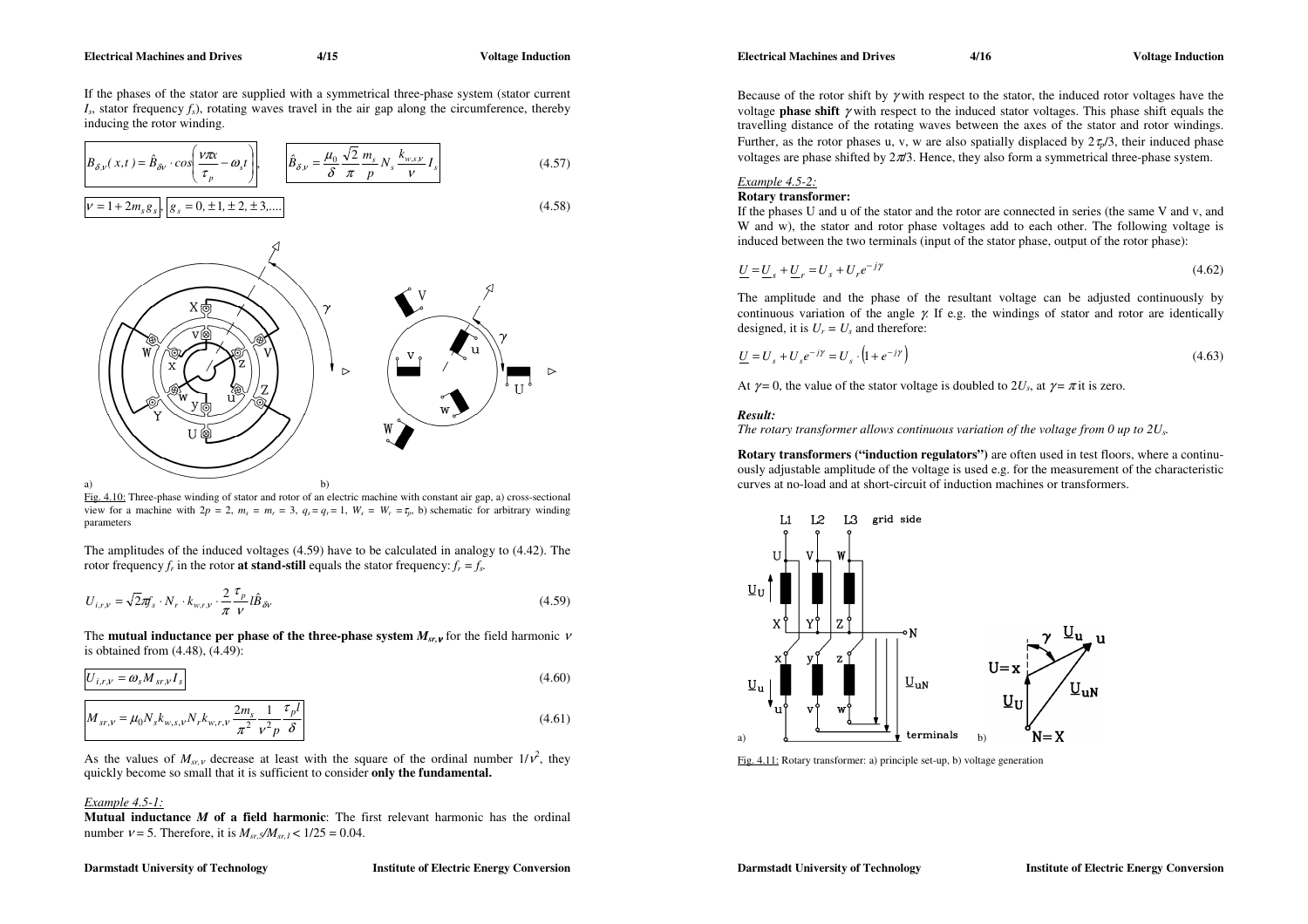If the phases of the stator are supplied with a symmetrical three-phase system (stator current $I_s$, stator frequency $f_s$), rotating waves travel in the air gap along the circumference, thereby inducing the rotor winding.

$$B_{\delta,\nu}(x,t) = \hat{B}_{\delta\nu} \cdot \cos\left(\frac{\nu\pi x}{\tau_p} - \omega_s t\right), \qquad \hat{B}_{\delta,\nu} = \frac{\mu_0}{\delta}\frac{\sqrt{2}}{\pi}\frac{m_s}{p}N_s\frac{k_{w,s,\nu}}{\nu}I_s \tag{4.57}$$

$$\nu = 1 + 2m_s g_s, \quad g_s = 0, \pm 1, \pm 2, \pm 3, .... \tag{4.58}$$

a) b)

Fig. 4.10: Three-phase winding of stator and rotor of an electric machine with constant air gap, a) cross-sectional view for a machine with $2p = 2$, $m_s = m_r = 3$, $q_s = q_r = 1$, $W_s = W_r = \tau_p$, b) schematic for arbitrary winding parameters

The amplitudes of the induced voltages (4.59) have to be calculated in analogy to (4.42). The rotor frequency $f_r$ in the rotor **at stand-still** equals the stator frequency: $f_r = f_s$.

$$U_{i,r,\nu} = \sqrt{2}\pi f_s \cdot N_r \cdot k_{w,r,\nu} \cdot \frac{2}{\pi}\frac{\tau_p}{\nu} l \hat{B}_{\delta\nu} \tag{4.59}$$

The **mutual inductance per phase of the three-phase system $M_{sr,\nu}$** for the field harmonic $\nu$ is obtained from (4.48), (4.49):

$$U_{i,r,\nu} = \omega_s M_{sr,\nu} I_s \tag{4.60}$$

$$M_{sr,\nu} = \mu_0 N_s k_{w,s,\nu} N_r k_{w,r,\nu} \frac{2m_s}{\pi^2}\frac{1}{\nu^2 p}\frac{\tau_p l}{\delta} \tag{4.61}$$

As the values of $M_{sr,\nu}$ decrease at least with the square of the ordinal number $1/\nu^2$, they quickly become so small that it is sufficient to consider **only the fundamental.**

*Example 4.5-1:*

**Mutual inductance $M$ of a field harmonic**: The first relevant harmonic has the ordinal number $\nu = 5$. Therefore, it is $M_{sr,5}/M_{sr,1} < 1/25 = 0.04$.

Because of the rotor shift by $\gamma$ with respect to the stator, the induced rotor voltages have the voltage **phase shift** $\gamma$ with respect to the induced stator voltages. This phase shift equals the travelling distance of the rotating waves between the axes of the stator and rotor windings. Further, as the rotor phases u, v, w are also spatially displaced by $2\tau_p/3$, their induced phase voltages are phase shifted by $2\pi/3$. Hence, they also form a symmetrical three-phase system.

*Example 4.5-2:*

**Rotary transformer:**

If the phases U and u of the stator and the rotor are connected in series (the same V and v, and W and w), the stator and rotor phase voltages add to each other. The following voltage is induced between the two terminals (input of the stator phase, output of the rotor phase):

$$\underline{U} = \underline{U}_s + \underline{U}_r = U_s + U_r e^{-j\gamma} \tag{4.62}$$

The amplitude and the phase of the resultant voltage can be adjusted continuously by continuous variation of the angle $\gamma$. If e.g. the windings of stator and rotor are identically designed, it is $U_r = U_s$ and therefore:

$$\underline{U} = U_s + U_s e^{-j\gamma} = U_s \cdot \left(1 + e^{-j\gamma}\right) \tag{4.63}$$

At $\gamma = 0$, the value of the stator voltage is doubled to $2U_s$, at $\gamma = \pi$ it is zero.

***Result:***

*The rotary transformer allows continuous variation of the voltage from 0 up to $2U_s$.*

**Rotary transformers ("induction regulators")** are often used in test floors, where a continuously adjustable amplitude of the voltage is used e.g. for the measurement of the characteristic curves at no-load and at short-circuit of induction machines or transformers.

L1 L2 L3 grid side

terminals

a) b)

Fig. 4.11: Rotary transformer: a) principle set-up, b) voltage generation